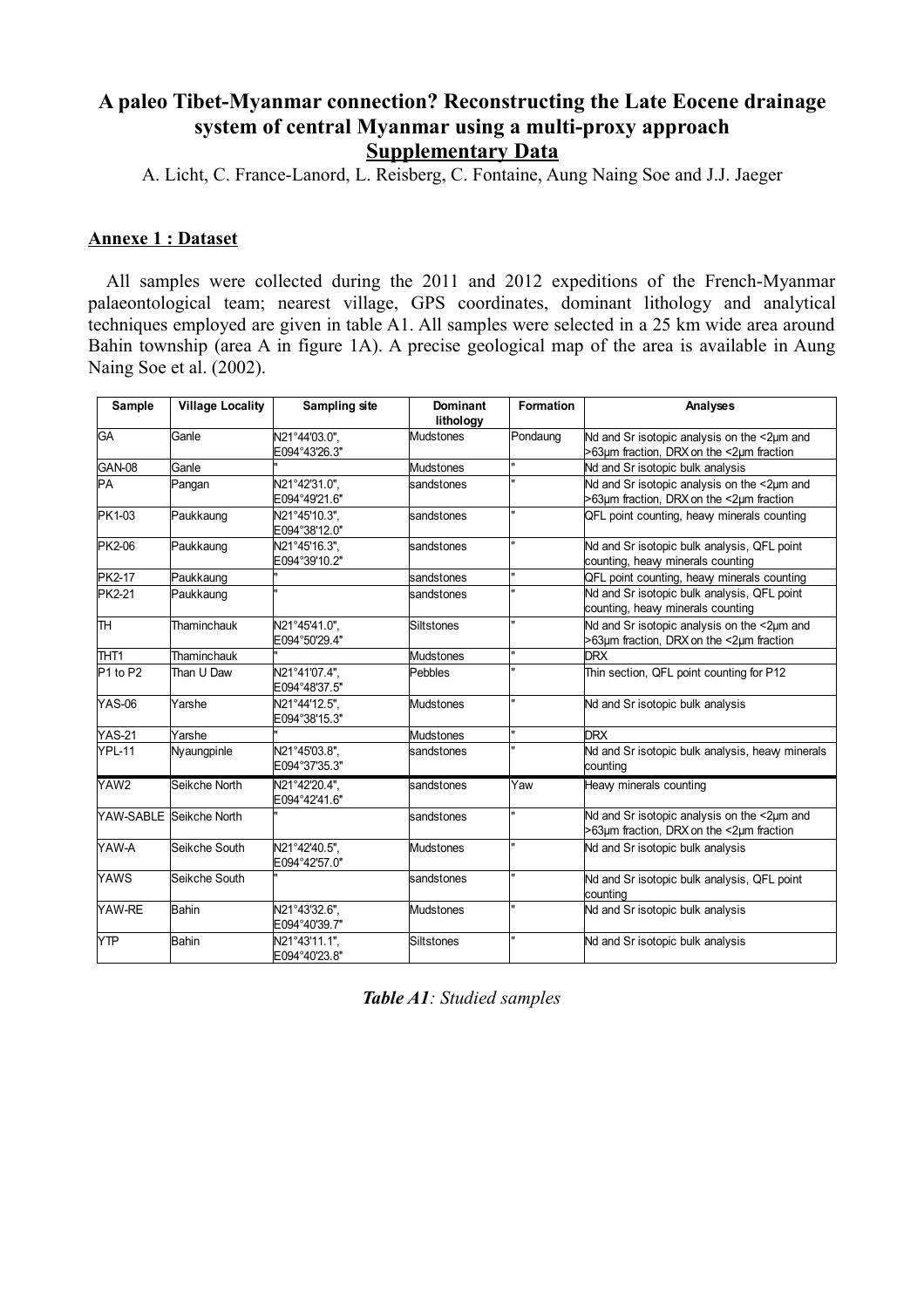# A paleo Tibet-Myanmar connection? Reconstructing the Late Eocene drainage system of central Myanmar using a multi-proxy approach

## Supplementary Data

A. Licht, C. France-Lanord, L. Reisberg, C. Fontaine, Aung Naing Soe and J.J. Jaeger

### Annexe 1 : Dataset

All samples were collected during the 2011 and 2012 expeditions of the French-Myanmar palaeontological team; nearest village, GPS coordinates, dominant lithology and analytical techniques employed are given in table A1. All samples were selected in a 25 km wide area around Bahin township (area A in figure 1A). A precise geological map of the area is available in Aung Naing Soe et al. (2002).

| Sample | Village Locality | Sampling site | Dominant lithology | Formation | Analyses |
|---|---|---|---|---|---|
| GA | Ganle | N21°44'03.0", E094°43'26.3" | Mudstones | Pondaung | Nd and Sr isotopic analysis on the <2µm and >63µm fraction, DRX on the <2µm fraction |
| GAN-08 | Ganle | " | Mudstones | " | Nd and Sr isotopic bulk analysis |
| PA | Pangan | N21°42'31.0", E094°49'21.6" | sandstones | " | Nd and Sr isotopic analysis on the <2µm and >63µm fraction, DRX on the <2µm fraction |
| PK1-03 | Paukkaung | N21°45'10.3", E094°38'12.0" | sandstones | " | QFL point counting, heavy minerals counting |
| PK2-06 | Paukkaung | N21°45'16.3", E094°39'10.2" | sandstones | " | Nd and Sr isotopic bulk analysis, QFL point counting, heavy minerals counting |
| PK2-17 | Paukkaung | " | sandstones | " | QFL point counting, heavy minerals counting |
| PK2-21 | Paukkaung | " | sandstones | " | Nd and Sr isotopic bulk analysis, QFL point counting, heavy minerals counting |
| TH | Thaminchauk | N21°45'41.0", E094°50'29.4" | Siltstones | " | Nd and Sr isotopic analysis on the <2µm and >63µm fraction, DRX on the <2µm fraction |
| THT1 | Thaminchauk | " | Mudstones | " | DRX |
| P1 to P2 | Than U Daw | N21°41'07.4", E094°48'37.5" | Pebbles | " | Thin section, QFL point counting for P12 |
| YAS-06 | Yarshe | N21°44'12.5", E094°38'15.3" | Mudstones | " | Nd and Sr isotopic bulk analysis |
| YAS-21 | Yarshe | " | Mudstones | " | DRX |
| YPL-11 | Nyaungpinle | N21°45'03.8", E094°37'35.3" | sandstones | " | Nd and Sr isotopic bulk analysis, heavy minerals counting |
| YAW2 | Seikche North | N21°42'20.4", E094°42'41.6" | sandstones | Yaw | Heavy minerals counting |
| YAW-SABLE | Seikche North | " | sandstones | " | Nd and Sr isotopic analysis on the <2µm and >63µm fraction, DRX on the <2µm fraction |
| YAW-A | Seikche South | N21°42'40.5", E094°42'57.0" | Mudstones | " | Nd and Sr isotopic bulk analysis |
| YAWS | Seikche South | " | sandstones | " | Nd and Sr isotopic bulk analysis, QFL point counting |
| YAW-RE | Bahin | N21°43'32.6", E094°40'39.7" | Mudstones | " | Nd and Sr isotopic bulk analysis |
| YTP | Bahin | N21°43'11.1", E094°40'23.8" | Siltstones | " | Nd and Sr isotopic bulk analysis |

***Table A1**: Studied samples*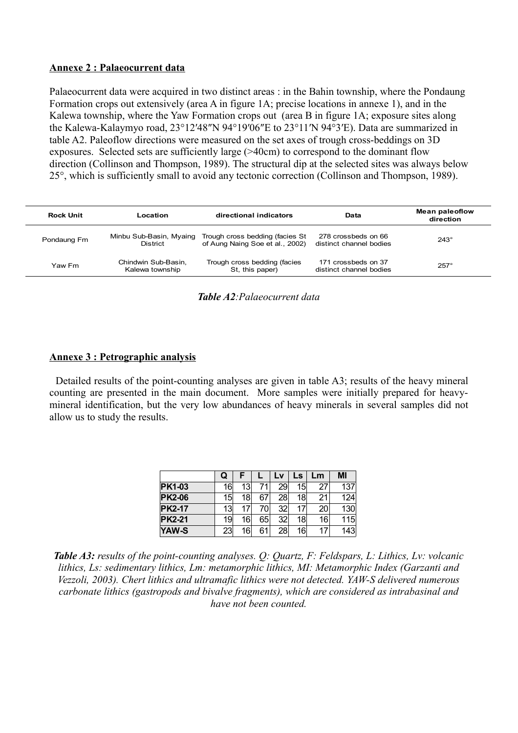## Annexe 2 : Palaeocurrent data

Palaeocurrent data were acquired in two distinct areas : in the Bahin township, where the Pondaung Formation crops out extensively (area A in figure 1A; precise locations in annexe 1), and in the Kalewa township, where the Yaw Formation crops out (area B in figure 1A; exposure sites along the Kalewa-Kalaymyo road, 23°12′48″N 94°19′06″E to 23°11′N 94°3′E). Data are summarized in table A2. Paleoflow directions were measured on the set axes of trough cross-beddings on 3D exposures. Selected sets are sufficiently large (>40cm) to correspond to the dominant flow direction (Collinson and Thompson, 1989). The structural dip at the selected sites was always below 25°, which is sufficiently small to avoid any tectonic correction (Collinson and Thompson, 1989).

| Rock Unit | Location | directional indicators | Data | Mean paleoflow direction |
|---|---|---|---|---|
| Pondaung Fm | Minbu Sub-Basin, Myaing District | Trough cross bedding (facies St of Aung Naing Soe et al., 2002) | 278 crossbeds on 66 distinct channel bodies | 243° |
| Yaw Fm | Chindwin Sub-Basin, Kalewa township | Trough cross bedding (facies St, this paper) | 171 crossbeds on 37 distinct channel bodies | 257° |

***Table A2**:Palaeocurrent data*

## Annexe 3 : Petrographic analysis

Detailed results of the point-counting analyses are given in table A3; results of the heavy mineral counting are presented in the main document. More samples were initially prepared for heavy-mineral identification, but the very low abundances of heavy minerals in several samples did not allow us to study the results.

| | Q | F | L | Lv | Ls | Lm | MI |
|---|---|---|---|---|---|---|---|
| **PK1-03** | 16 | 13 | 71 | 29 | 15 | 27 | 137 |
| **PK2-06** | 15 | 18 | 67 | 28 | 18 | 21 | 124 |
| **PK2-17** | 13 | 17 | 70 | 32 | 17 | 20 | 130 |
| **PK2-21** | 19 | 16 | 65 | 32 | 18 | 16 | 115 |
| **YAW-S** | 23 | 16 | 61 | 28 | 16 | 17 | 143 |

***Table A3:** results of the point-counting analyses. Q: Quartz, F: Feldspars, L: Lithics, Lv: volcanic lithics, Ls: sedimentary lithics, Lm: metamorphic lithics, MI: Metamorphic Index (Garzanti and Vezzoli, 2003). Chert lithics and ultramafic lithics were not detected. YAW-S delivered numerous carbonate lithics (gastropods and bivalve fragments), which are considered as intrabasinal and have not been counted.*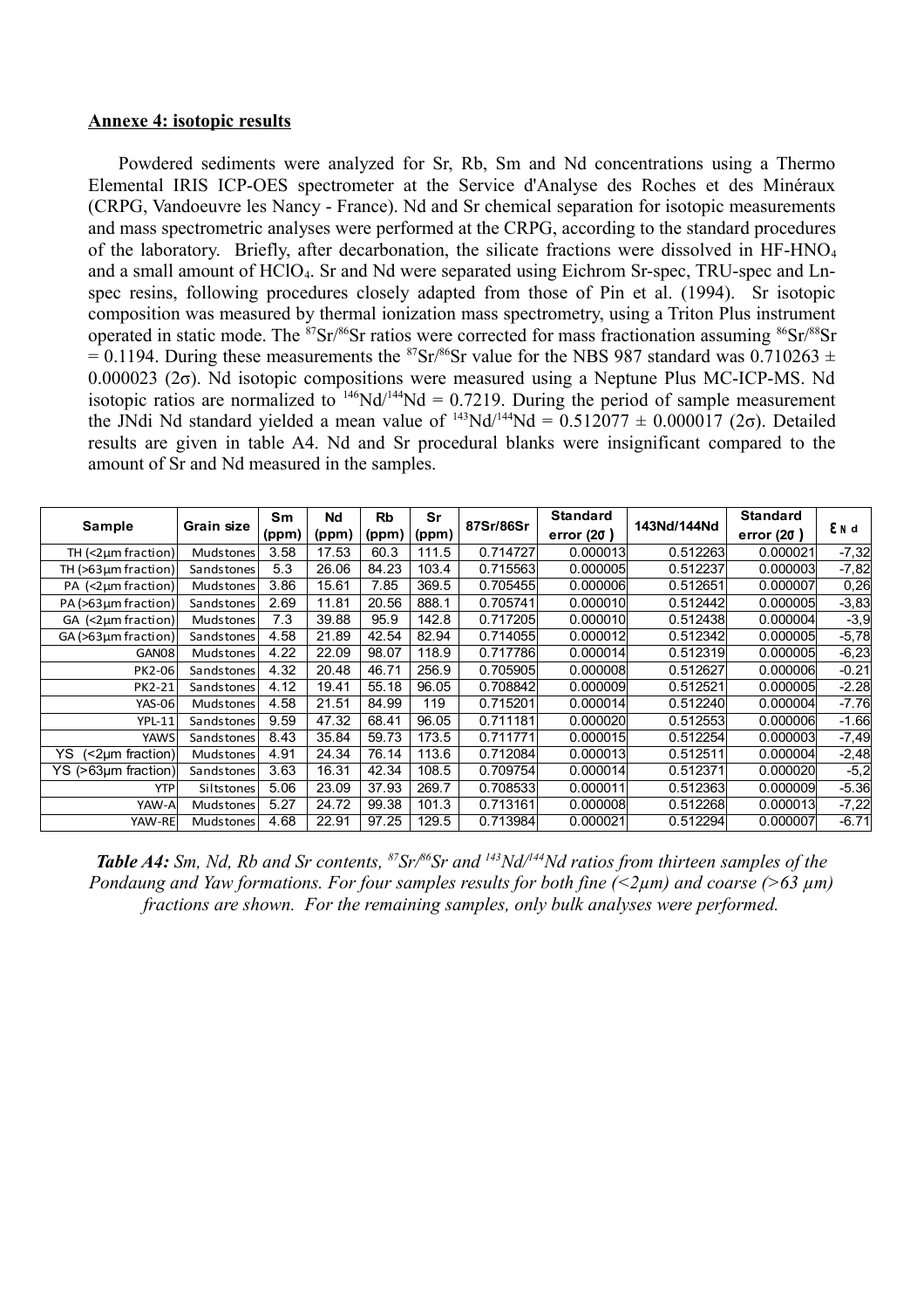**Annexe 4: isotopic results**

Powdered sediments were analyzed for Sr, Rb, Sm and Nd concentrations using a Thermo Elemental IRIS ICP-OES spectrometer at the Service d'Analyse des Roches et des Minéraux (CRPG, Vandoeuvre les Nancy - France). Nd and Sr chemical separation for isotopic measurements and mass spectrometric analyses were performed at the CRPG, according to the standard procedures of the laboratory. Briefly, after decarbonation, the silicate fractions were dissolved in $HF-HNO_4$ and a small amount of $HClO_4$. Sr and Nd were separated using Eichrom Sr-spec, TRU-spec and Ln-spec resins, following procedures closely adapted from those of Pin et al. (1994). Sr isotopic composition was measured by thermal ionization mass spectrometry, using a Triton Plus instrument operated in static mode. The $^{87}Sr/^{86}Sr$ ratios were corrected for mass fractionation assuming $^{86}Sr/^{88}Sr = 0.1194$. During these measurements the $^{87}Sr/^{86}Sr$ value for the NBS 987 standard was $0.710263 \pm 0.000023$ ($2\sigma$). Nd isotopic compositions were measured using a Neptune Plus MC-ICP-MS. Nd isotopic ratios are normalized to $^{146}Nd/^{144}Nd = 0.7219$. During the period of sample measurement the JNdi Nd standard yielded a mean value of $^{143}Nd/^{144}Nd = 0.512077 \pm 0.000017$ ($2\sigma$). Detailed results are given in table A4. Nd and Sr procedural blanks were insignificant compared to the amount of Sr and Nd measured in the samples.

| Sample | Grain size | Sm (ppm) | Nd (ppm) | Rb (ppm) | Sr (ppm) | 87Sr/86Sr | Standard error (2σ) | 143Nd/144Nd | Standard error (2σ) | εNd |
|---|---|---|---|---|---|---|---|---|---|---|
| TH (<2µm fraction) | Mudstones | 3.58 | 17.53 | 60.3 | 111.5 | 0.714727 | 0.000013 | 0.512263 | 0.000021 | -7,32 |
| TH (>63µm fraction) | Sandstones | 5.3 | 26.06 | 84.23 | 103.4 | 0.715563 | 0.000005 | 0.512237 | 0.000003 | -7,82 |
| PA (<2µm fraction) | Mudstones | 3.86 | 15.61 | 7.85 | 369.5 | 0.705455 | 0.000006 | 0.512651 | 0.000007 | 0,26 |
| PA (>63µm fraction) | Sandstones | 2.69 | 11.81 | 20.56 | 888.1 | 0.705741 | 0.000010 | 0.512442 | 0.000005 | -3,83 |
| GA (<2µm fraction) | Mudstones | 7.3 | 39.88 | 95.9 | 142.8 | 0.717205 | 0.000010 | 0.512438 | 0.000004 | -3,9 |
| GA (>63µm fraction) | Sandstones | 4.58 | 21.89 | 42.54 | 82.94 | 0.714055 | 0.000012 | 0.512342 | 0.000005 | -5,78 |
| GAN08 | Mudstones | 4.22 | 22.09 | 98.07 | 118.9 | 0.717786 | 0.000014 | 0.512319 | 0.000005 | -6,23 |
| PK2-06 | Sandstones | 4.32 | 20.48 | 46.71 | 256.9 | 0.705905 | 0.000008 | 0.512627 | 0.000006 | -0.21 |
| PK2-21 | Sandstones | 4.12 | 19.41 | 55.18 | 96.05 | 0.708842 | 0.000009 | 0.512521 | 0.000005 | -2.28 |
| YAS-06 | Mudstones | 4.58 | 21.51 | 84.99 | 119 | 0.715201 | 0.000014 | 0.512240 | 0.000004 | -7.76 |
| YPL-11 | Sandstones | 9.59 | 47.32 | 68.41 | 96.05 | 0.711181 | 0.000020 | 0.512553 | 0.000006 | -1.66 |
| YAWS | Sandstones | 8.43 | 35.84 | 59.73 | 173.5 | 0.711771 | 0.000015 | 0.512254 | 0.000003 | -7,49 |
| YS (<2µm fraction) | Mudstones | 4.91 | 24.34 | 76.14 | 113.6 | 0.712084 | 0.000013 | 0.512511 | 0.000004 | -2,48 |
| YS (>63µm fraction) | Sandstones | 3.63 | 16.31 | 42.34 | 108.5 | 0.709754 | 0.000014 | 0.512371 | 0.000020 | -5,2 |
| YTP | Siltstones | 5.06 | 23.09 | 37.93 | 269.7 | 0.708533 | 0.000011 | 0.512363 | 0.000009 | -5.36 |
| YAW-A | Mudstones | 5.27 | 24.72 | 99.38 | 101.3 | 0.713161 | 0.000008 | 0.512268 | 0.000013 | -7,22 |
| YAW-RE | Mudstones | 4.68 | 22.91 | 97.25 | 129.5 | 0.713984 | 0.000021 | 0.512294 | 0.000007 | -6.71 |

***Table A4:*** *Sm, Nd, Rb and Sr contents, $^{87}Sr/^{86}Sr$ and $^{143}Nd/^{144}Nd$ ratios from thirteen samples of the Pondaung and Yaw formations. For four samples results for both fine (<2µm) and coarse (>63 µm) fractions are shown. For the remaining samples, only bulk analyses were performed.*